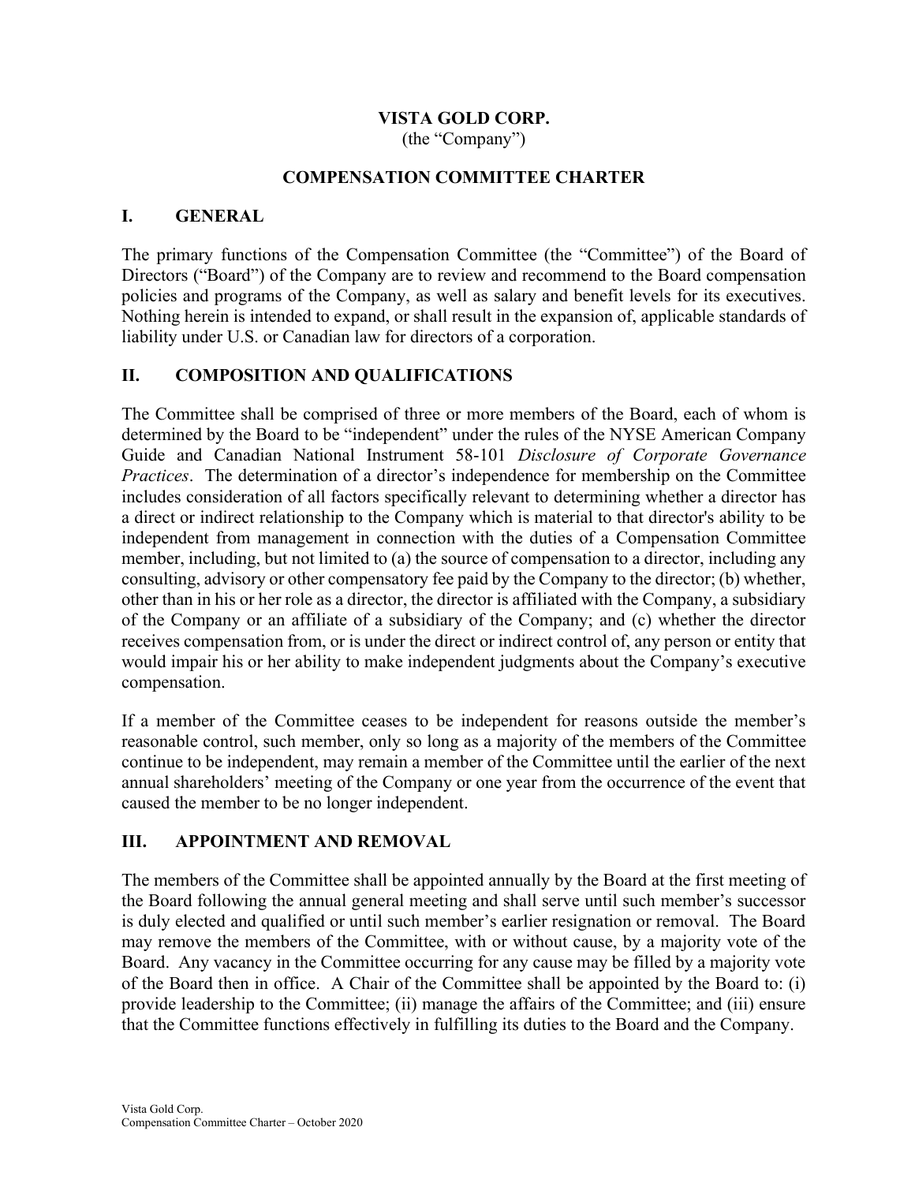# VISTA GOLD CORP.

(the "Company")

## COMPENSATION COMMITTEE CHARTER

### I. GENERAL

The primary functions of the Compensation Committee (the "Committee") of the Board of Directors ("Board") of the Company are to review and recommend to the Board compensation policies and programs of the Company, as well as salary and benefit levels for its executives. Nothing herein is intended to expand, or shall result in the expansion of, applicable standards of liability under U.S. or Canadian law for directors of a corporation.

### II. COMPOSITION AND QUALIFICATIONS

The Committee shall be comprised of three or more members of the Board, each of whom is determined by the Board to be "independent" under the rules of the NYSE American Company Guide and Canadian National Instrument 58-101 *Disclosure of Corporate Governance Practices*. The determination of a director's independence for membership on the Committee includes consideration of all factors specifically relevant to determining whether a director has a direct or indirect relationship to the Company which is material to that director's ability to be independent from management in connection with the duties of a Compensation Committee member, including, but not limited to (a) the source of compensation to a director, including any consulting, advisory or other compensatory fee paid by the Company to the director; (b) whether, other than in his or her role as a director, the director is affiliated with the Company, a subsidiary of the Company or an affiliate of a subsidiary of the Company; and (c) whether the director receives compensation from, or is under the direct or indirect control of, any person or entity that would impair his or her ability to make independent judgments about the Company's executive compensation.

If a member of the Committee ceases to be independent for reasons outside the member's reasonable control, such member, only so long as a majority of the members of the Committee continue to be independent, may remain a member of the Committee until the earlier of the next annual shareholders' meeting of the Company or one year from the occurrence of the event that caused the member to be no longer independent.

### III. APPOINTMENT AND REMOVAL

The members of the Committee shall be appointed annually by the Board at the first meeting of the Board following the annual general meeting and shall serve until such member's successor is duly elected and qualified or until such member's earlier resignation or removal. The Board may remove the members of the Committee, with or without cause, by a majority vote of the Board. Any vacancy in the Committee occurring for any cause may be filled by a majority vote of the Board then in office. A Chair of the Committee shall be appointed by the Board to: (i) provide leadership to the Committee; (ii) manage the affairs of the Committee; and (iii) ensure that the Committee functions effectively in fulfilling its duties to the Board and the Company.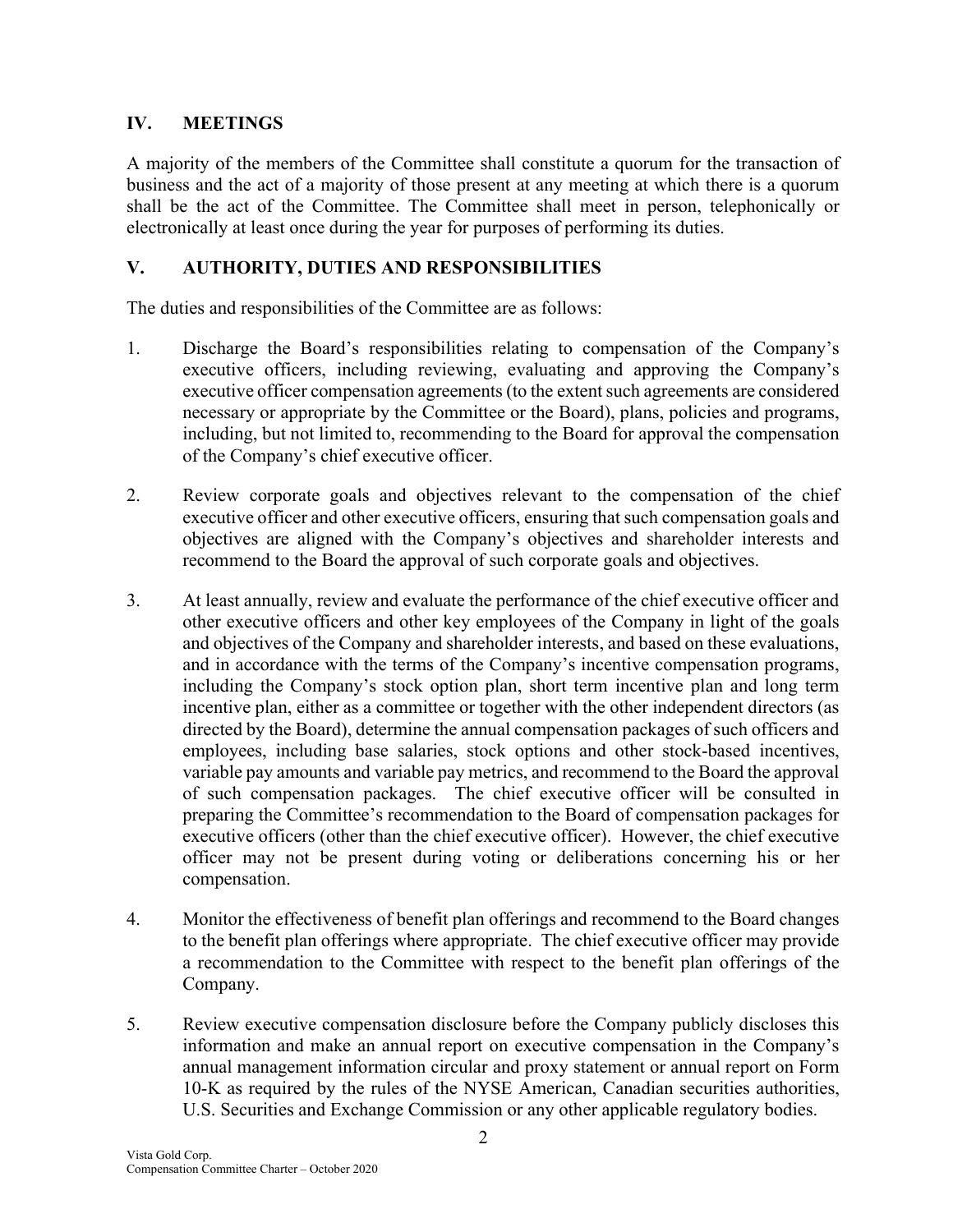## IV. MEETINGS

A majority of the members of the Committee shall constitute a quorum for the transaction of business and the act of a majority of those present at any meeting at which there is a quorum shall be the act of the Committee. The Committee shall meet in person, telephonically or electronically at least once during the year for purposes of performing its duties.

## V. AUTHORITY, DUTIES AND RESPONSIBILITIES

The duties and responsibilities of the Committee are as follows:

1. Discharge the Board's responsibilities relating to compensation of the Company's executive officers, including reviewing, evaluating and approving the Company's executive officer compensation agreements (to the extent such agreements are considered necessary or appropriate by the Committee or the Board), plans, policies and programs, including, but not limited to, recommending to the Board for approval the compensation of the Company's chief executive officer.

2. Review corporate goals and objectives relevant to the compensation of the chief executive officer and other executive officers, ensuring that such compensation goals and objectives are aligned with the Company's objectives and shareholder interests and recommend to the Board the approval of such corporate goals and objectives.

3. At least annually, review and evaluate the performance of the chief executive officer and other executive officers and other key employees of the Company in light of the goals and objectives of the Company and shareholder interests, and based on these evaluations, and in accordance with the terms of the Company's incentive compensation programs, including the Company's stock option plan, short term incentive plan and long term incentive plan, either as a committee or together with the other independent directors (as directed by the Board), determine the annual compensation packages of such officers and employees, including base salaries, stock options and other stock-based incentives, variable pay amounts and variable pay metrics, and recommend to the Board the approval of such compensation packages. The chief executive officer will be consulted in preparing the Committee's recommendation to the Board of compensation packages for executive officers (other than the chief executive officer). However, the chief executive officer may not be present during voting or deliberations concerning his or her compensation.

4. Monitor the effectiveness of benefit plan offerings and recommend to the Board changes to the benefit plan offerings where appropriate. The chief executive officer may provide a recommendation to the Committee with respect to the benefit plan offerings of the Company.

5. Review executive compensation disclosure before the Company publicly discloses this information and make an annual report on executive compensation in the Company's annual management information circular and proxy statement or annual report on Form 10-K as required by the rules of the NYSE American, Canadian securities authorities, U.S. Securities and Exchange Commission or any other applicable regulatory bodies.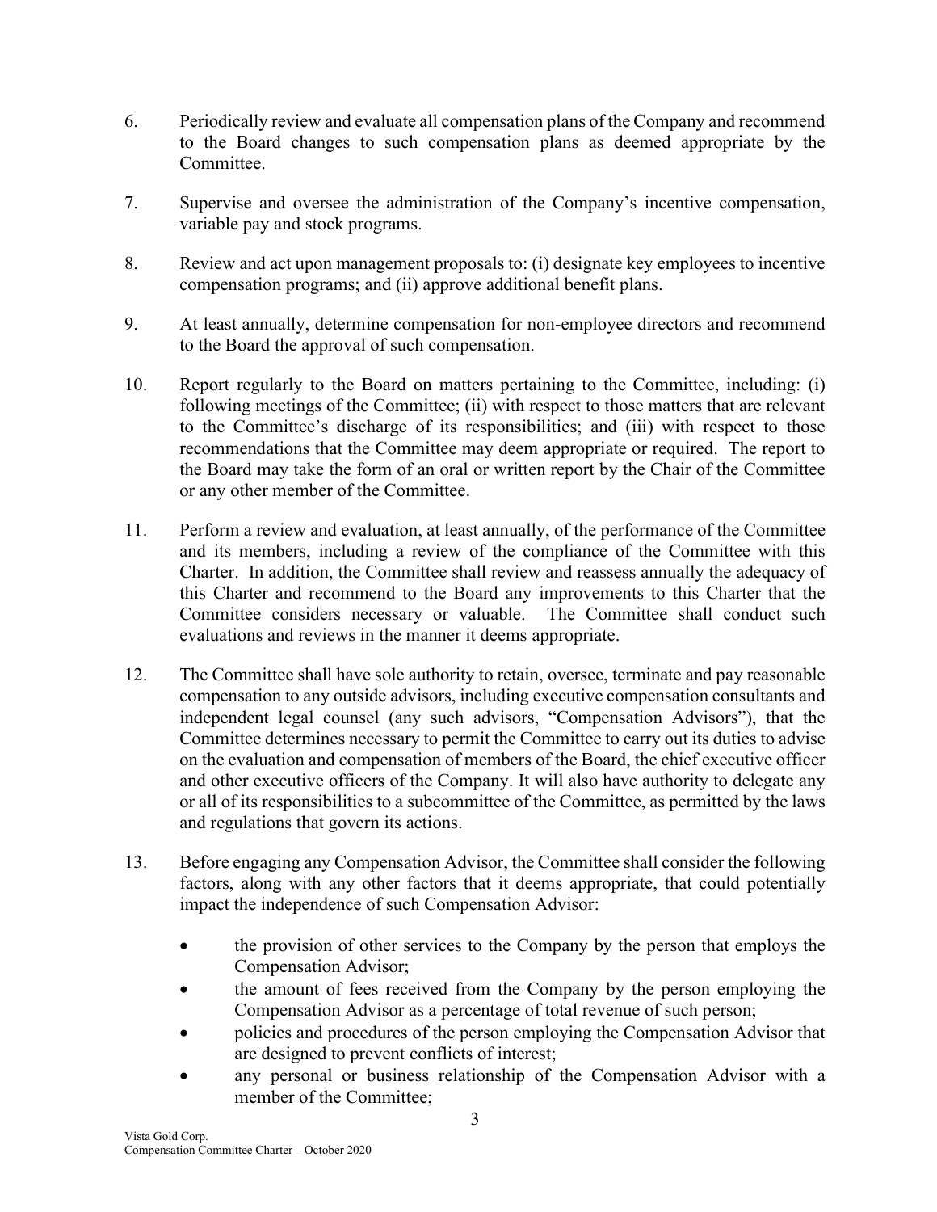6. Periodically review and evaluate all compensation plans of the Company and recommend to the Board changes to such compensation plans as deemed appropriate by the Committee.

7. Supervise and oversee the administration of the Company's incentive compensation, variable pay and stock programs.

8. Review and act upon management proposals to: (i) designate key employees to incentive compensation programs; and (ii) approve additional benefit plans.

9. At least annually, determine compensation for non-employee directors and recommend to the Board the approval of such compensation.

10. Report regularly to the Board on matters pertaining to the Committee, including: (i) following meetings of the Committee; (ii) with respect to those matters that are relevant to the Committee's discharge of its responsibilities; and (iii) with respect to those recommendations that the Committee may deem appropriate or required. The report to the Board may take the form of an oral or written report by the Chair of the Committee or any other member of the Committee.

11. Perform a review and evaluation, at least annually, of the performance of the Committee and its members, including a review of the compliance of the Committee with this Charter. In addition, the Committee shall review and reassess annually the adequacy of this Charter and recommend to the Board any improvements to this Charter that the Committee considers necessary or valuable. The Committee shall conduct such evaluations and reviews in the manner it deems appropriate.

12. The Committee shall have sole authority to retain, oversee, terminate and pay reasonable compensation to any outside advisors, including executive compensation consultants and independent legal counsel (any such advisors, "Compensation Advisors"), that the Committee determines necessary to permit the Committee to carry out its duties to advise on the evaluation and compensation of members of the Board, the chief executive officer and other executive officers of the Company. It will also have authority to delegate any or all of its responsibilities to a subcommittee of the Committee, as permitted by the laws and regulations that govern its actions.

13. Before engaging any Compensation Advisor, the Committee shall consider the following factors, along with any other factors that it deems appropriate, that could potentially impact the independence of such Compensation Advisor:

    - the provision of other services to the Company by the person that employs the Compensation Advisor;
    - the amount of fees received from the Company by the person employing the Compensation Advisor as a percentage of total revenue of such person;
    - policies and procedures of the person employing the Compensation Advisor that are designed to prevent conflicts of interest;
    - any personal or business relationship of the Compensation Advisor with a member of the Committee;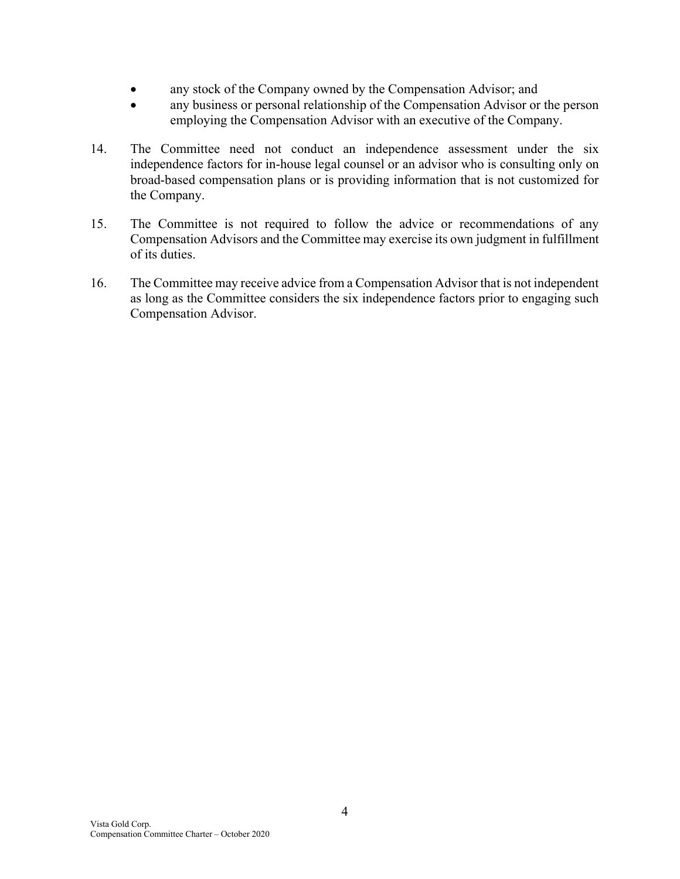- any stock of the Company owned by the Compensation Advisor; and
- any business or personal relationship of the Compensation Advisor or the person employing the Compensation Advisor with an executive of the Company.

14. The Committee need not conduct an independence assessment under the six independence factors for in-house legal counsel or an advisor who is consulting only on broad-based compensation plans or is providing information that is not customized for the Company.

15. The Committee is not required to follow the advice or recommendations of any Compensation Advisors and the Committee may exercise its own judgment in fulfillment of its duties.

16. The Committee may receive advice from a Compensation Advisor that is not independent as long as the Committee considers the six independence factors prior to engaging such Compensation Advisor.